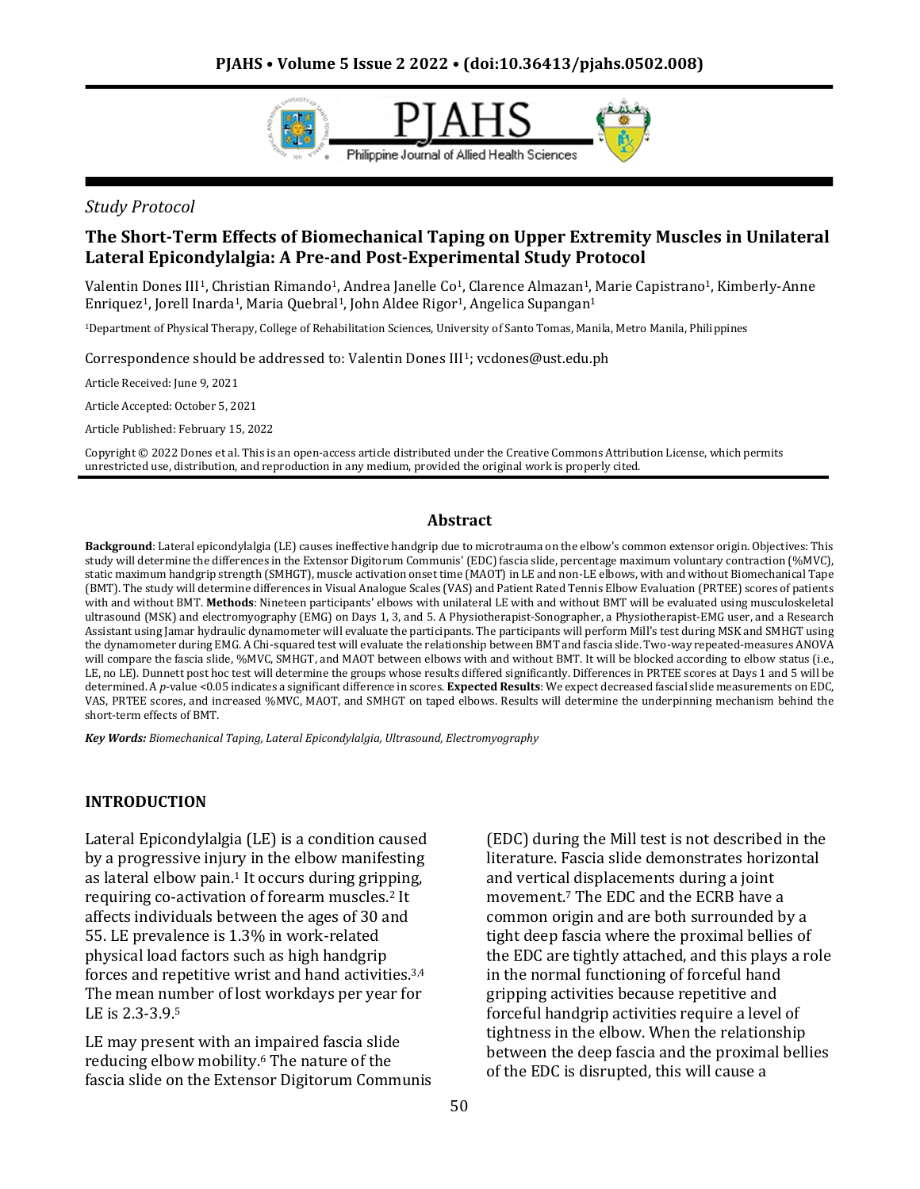*Study Protocol*

# The Short-Term Effects of Biomechanical Taping on Upper Extremity Muscles in Unilateral Lateral Epicondylalgia: A Pre-and Post-Experimental Study Protocol

Valentin Dones III[1], Christian Rimando[1], Andrea Janelle Co[1], Clarence Almazan[1], Marie Capistrano[1], Kimberly-Anne Enriquez[1], Jorell Inarda[1], Maria Quebral[1], John Aldee Rigor[1], Angelica Supangan[1]

[1]Department of Physical Therapy, College of Rehabilitation Sciences, University of Santo Tomas, Manila, Metro Manila, Philippines

Correspondence should be addressed to: Valentin Dones III[1]; vcdones@ust.edu.ph

Article Received: June 9, 2021

Article Accepted: October 5, 2021

Article Published: February 15, 2022

Copyright © 2022 Dones et al. This is an open-access article distributed under the Creative Commons Attribution License, which permits unrestricted use, distribution, and reproduction in any medium, provided the original work is properly cited.

## Abstract

**Background**: Lateral epicondylalgia (LE) causes ineffective handgrip due to microtrauma on the elbow's common extensor origin. Objectives: This study will determine the differences in the Extensor Digitorum Communis' (EDC) fascia slide, percentage maximum voluntary contraction (%MVC), static maximum handgrip strength (SMHGT), muscle activation onset time (MAOT) in LE and non-LE elbows, with and without Biomechanical Tape (BMT). The study will determine differences in Visual Analogue Scales (VAS) and Patient Rated Tennis Elbow Evaluation (PRTEE) scores of patients with and without BMT. **Methods**: Nineteen participants' elbows with unilateral LE with and without BMT will be evaluated using musculoskeletal ultrasound (MSK) and electromyography (EMG) on Days 1, 3, and 5. A Physiotherapist-Sonographer, a Physiotherapist-EMG user, and a Research Assistant using Jamar hydraulic dynamometer will evaluate the participants. The participants will perform Mill's test during MSK and SMHGT using the dynamometer during EMG. A Chi-squared test will evaluate the relationship between BMT and fascia slide. Two-way repeated-measures ANOVA will compare the fascia slide, %MVC, SMHGT, and MAOT between elbows with and without BMT. It will be blocked according to elbow status (i.e., LE, no LE). Dunnett post hoc test will determine the groups whose results differed significantly. Differences in PRTEE scores at Days 1 and 5 will be determined. A $p$-value <0.05 indicates a significant difference in scores. **Expected Results**: We expect decreased fascial slide measurements on EDC, VAS, PRTEE scores, and increased %MVC, MAOT, and SMHGT on taped elbows. Results will determine the underpinning mechanism behind the short-term effects of BMT.

***Key Words:** Biomechanical Taping, Lateral Epicondylalgia, Ultrasound, Electromyography*

## INTRODUCTION

Lateral Epicondylalgia (LE) is a condition caused by a progressive injury in the elbow manifesting as lateral elbow pain.[1] It occurs during gripping, requiring co-activation of forearm muscles.[2] It affects individuals between the ages of 30 and 55. LE prevalence is 1.3% in work-related physical load factors such as high handgrip forces and repetitive wrist and hand activities.[3,4] The mean number of lost workdays per year for LE is 2.3-3.9.[5]

LE may present with an impaired fascia slide reducing elbow mobility.[6] The nature of the fascia slide on the Extensor Digitorum Communis (EDC) during the Mill test is not described in the literature. Fascia slide demonstrates horizontal and vertical displacements during a joint movement.[7] The EDC and the ECRB have a common origin and are both surrounded by a tight deep fascia where the proximal bellies of the EDC are tightly attached, and this plays a role in the normal functioning of forceful hand gripping activities because repetitive and forceful handgrip activities require a level of tightness in the elbow. When the relationship between the deep fascia and the proximal bellies of the EDC is disrupted, this will cause a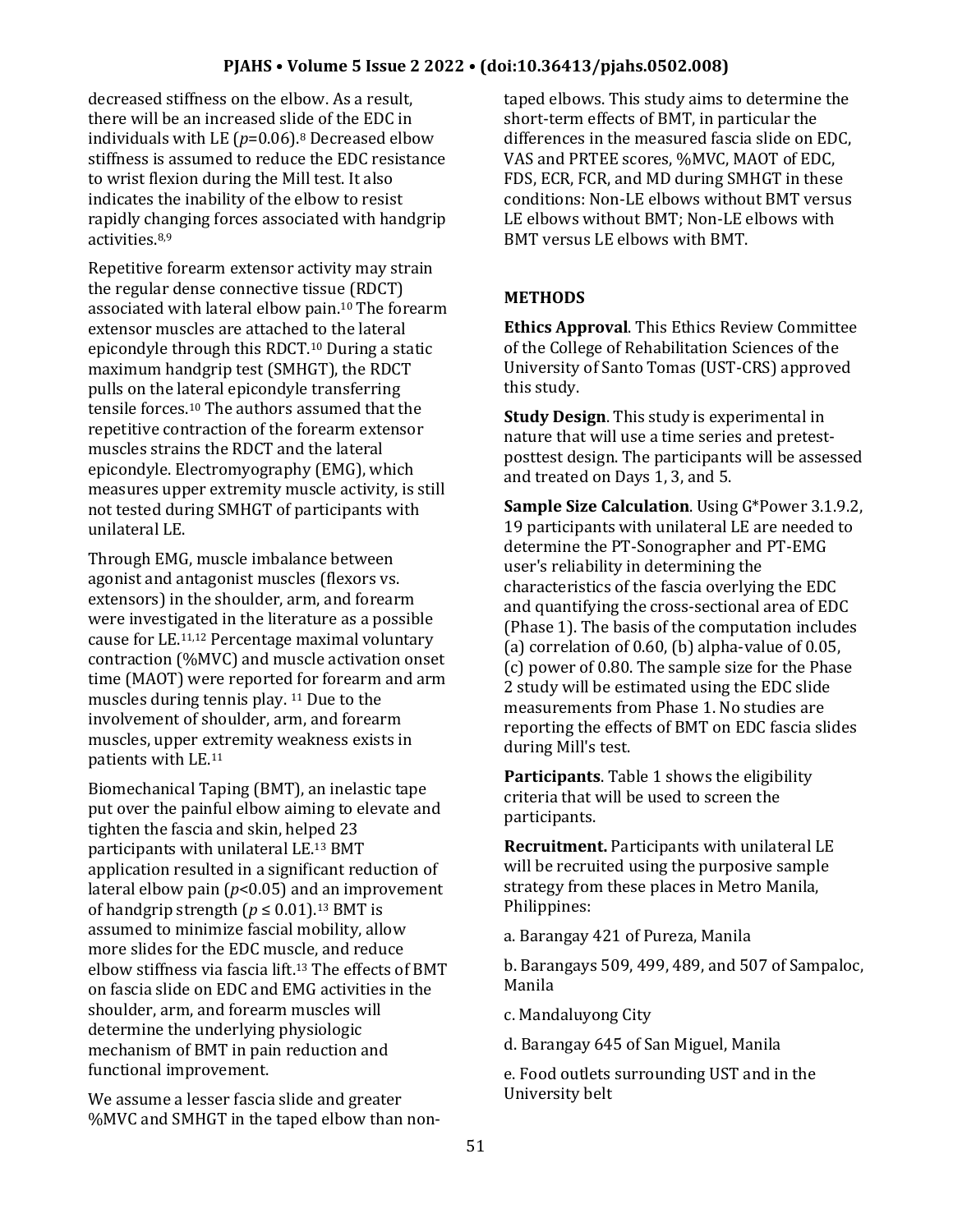decreased stiffness on the elbow. As a result, there will be an increased slide of the EDC in individuals with LE ($p$=0.06).[8] Decreased elbow stiffness is assumed to reduce the EDC resistance to wrist flexion during the Mill test. It also indicates the inability of the elbow to resist rapidly changing forces associated with handgrip activities.[8,9]

Repetitive forearm extensor activity may strain the regular dense connective tissue (RDCT) associated with lateral elbow pain.[10] The forearm extensor muscles are attached to the lateral epicondyle through this RDCT.[10] During a static maximum handgrip test (SMHGT), the RDCT pulls on the lateral epicondyle transferring tensile forces.[10] The authors assumed that the repetitive contraction of the forearm extensor muscles strains the RDCT and the lateral epicondyle. Electromyography (EMG), which measures upper extremity muscle activity, is still not tested during SMHGT of participants with unilateral LE.

Through EMG, muscle imbalance between agonist and antagonist muscles (flexors vs. extensors) in the shoulder, arm, and forearm were investigated in the literature as a possible cause for LE.[11,12] Percentage maximal voluntary contraction (%MVC) and muscle activation onset time (MAOT) were reported for forearm and arm muscles during tennis play.[11] Due to the involvement of shoulder, arm, and forearm muscles, upper extremity weakness exists in patients with LE.[11]

Biomechanical Taping (BMT), an inelastic tape put over the painful elbow aiming to elevate and tighten the fascia and skin, helped 23 participants with unilateral LE.[13] BMT application resulted in a significant reduction of lateral elbow pain ($p$<0.05) and an improvement of handgrip strength ($p \leq 0.01$).[13] BMT is assumed to minimize fascial mobility, allow more slides for the EDC muscle, and reduce elbow stiffness via fascia lift.[13] The effects of BMT on fascia slide on EDC and EMG activities in the shoulder, arm, and forearm muscles will determine the underlying physiologic mechanism of BMT in pain reduction and functional improvement.

We assume a lesser fascia slide and greater %MVC and SMHGT in the taped elbow than non-taped elbows. This study aims to determine the short-term effects of BMT, in particular the differences in the measured fascia slide on EDC, VAS and PRTEE scores, %MVC, MAOT of EDC, FDS, ECR, FCR, and MD during SMHGT in these conditions: Non-LE elbows without BMT versus LE elbows without BMT; Non-LE elbows with BMT versus LE elbows with BMT.

## METHODS

**Ethics Approval**. This Ethics Review Committee of the College of Rehabilitation Sciences of the University of Santo Tomas (UST-CRS) approved this study.

**Study Design**. This study is experimental in nature that will use a time series and pretest-posttest design. The participants will be assessed and treated on Days 1, 3, and 5.

**Sample Size Calculation**. Using G*Power 3.1.9.2, 19 participants with unilateral LE are needed to determine the PT-Sonographer and PT-EMG user's reliability in determining the characteristics of the fascia overlying the EDC and quantifying the cross-sectional area of EDC (Phase 1). The basis of the computation includes (a) correlation of 0.60, (b) alpha-value of 0.05, (c) power of 0.80. The sample size for the Phase 2 study will be estimated using the EDC slide measurements from Phase 1. No studies are reporting the effects of BMT on EDC fascia slides during Mill's test.

**Participants**. Table 1 shows the eligibility criteria that will be used to screen the participants.

**Recruitment.** Participants with unilateral LE will be recruited using the purposive sample strategy from these places in Metro Manila, Philippines:

a. Barangay 421 of Pureza, Manila

b. Barangays 509, 499, 489, and 507 of Sampaloc, Manila

c. Mandaluyong City

d. Barangay 645 of San Miguel, Manila

e. Food outlets surrounding UST and in the University belt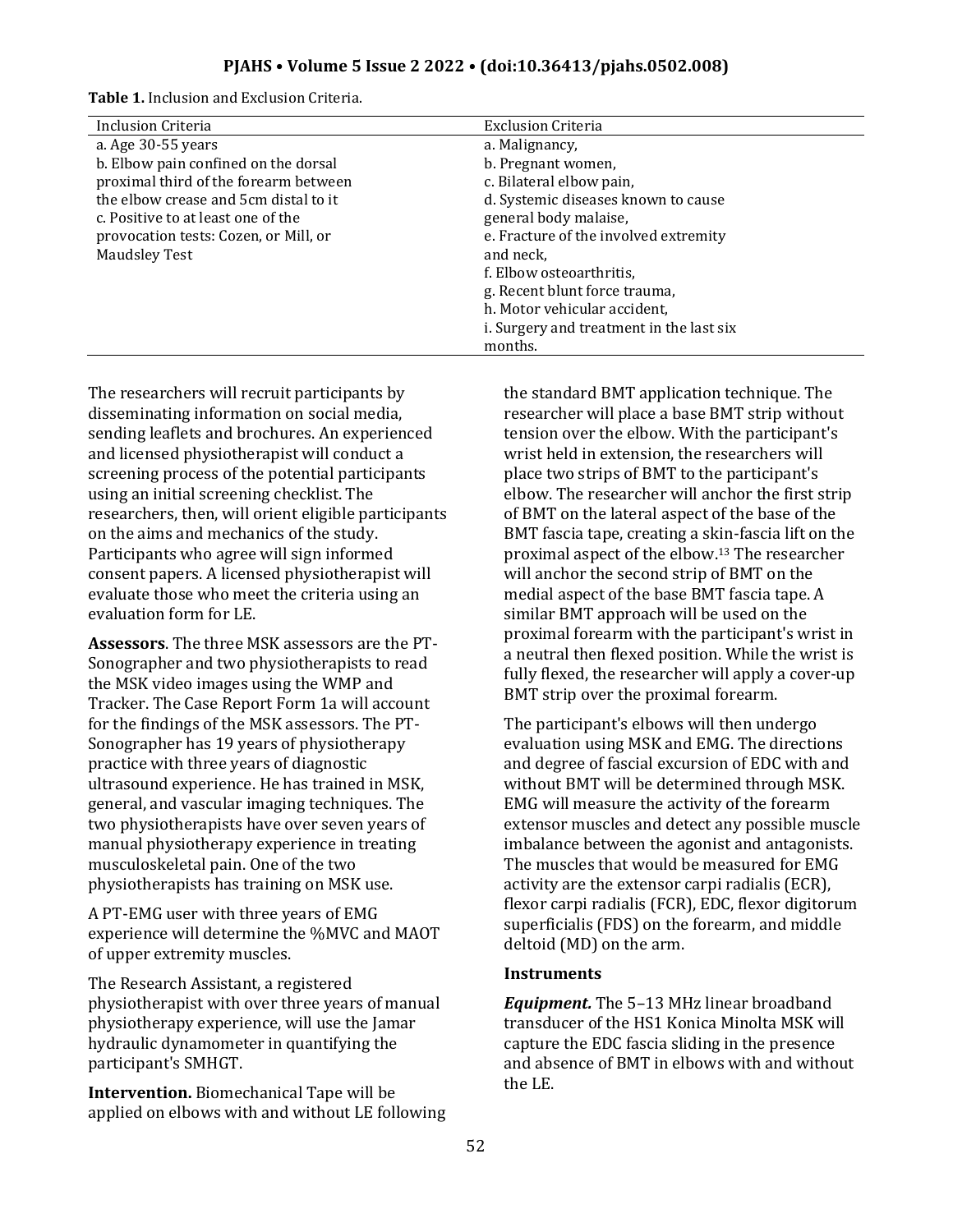**Table 1.** Inclusion and Exclusion Criteria.

| Inclusion Criteria | Exclusion Criteria |
|---|---|
| a. Age 30-55 years<br>b. Elbow pain confined on the dorsal proximal third of the forearm between the elbow crease and 5cm distal to it<br>c. Positive to at least one of the provocation tests: Cozen, or Mill, or Maudsley Test | a. Malignancy,<br>b. Pregnant women,<br>c. Bilateral elbow pain,<br>d. Systemic diseases known to cause general body malaise,<br>e. Fracture of the involved extremity and neck,<br>f. Elbow osteoarthritis,<br>g. Recent blunt force trauma,<br>h. Motor vehicular accident,<br>i. Surgery and treatment in the last six months. |

The researchers will recruit participants by disseminating information on social media, sending leaflets and brochures. An experienced and licensed physiotherapist will conduct a screening process of the potential participants using an initial screening checklist. The researchers, then, will orient eligible participants on the aims and mechanics of the study. Participants who agree will sign informed consent papers. A licensed physiotherapist will evaluate those who meet the criteria using an evaluation form for LE.

**Assessors**. The three MSK assessors are the PT-Sonographer and two physiotherapists to read the MSK video images using the WMP and Tracker. The Case Report Form 1a will account for the findings of the MSK assessors. The PT-Sonographer has 19 years of physiotherapy practice with three years of diagnostic ultrasound experience. He has trained in MSK, general, and vascular imaging techniques. The two physiotherapists have over seven years of manual physiotherapy experience in treating musculoskeletal pain. One of the two physiotherapists has training on MSK use.

A PT-EMG user with three years of EMG experience will determine the %MVC and MAOT of upper extremity muscles.

The Research Assistant, a registered physiotherapist with over three years of manual physiotherapy experience, will use the Jamar hydraulic dynamometer in quantifying the participant's SMHGT.

**Intervention.** Biomechanical Tape will be applied on elbows with and without LE following the standard BMT application technique. The researcher will place a base BMT strip without tension over the elbow. With the participant's wrist held in extension, the researchers will place two strips of BMT to the participant's elbow. The researcher will anchor the first strip of BMT on the lateral aspect of the base of the BMT fascia tape, creating a skin-fascia lift on the proximal aspect of the elbow.[13] The researcher will anchor the second strip of BMT on the medial aspect of the base BMT fascia tape. A similar BMT approach will be used on the proximal forearm with the participant's wrist in a neutral then flexed position. While the wrist is fully flexed, the researcher will apply a cover-up BMT strip over the proximal forearm.

The participant's elbows will then undergo evaluation using MSK and EMG. The directions and degree of fascial excursion of EDC with and without BMT will be determined through MSK. EMG will measure the activity of the forearm extensor muscles and detect any possible muscle imbalance between the agonist and antagonists. The muscles that would be measured for EMG activity are the extensor carpi radialis (ECR), flexor carpi radialis (FCR), EDC, flexor digitorum superficialis (FDS) on the forearm, and middle deltoid (MD) on the arm.

**Instruments**

***Equipment.*** The 5–13 MHz linear broadband transducer of the HS1 Konica Minolta MSK will capture the EDC fascia sliding in the presence and absence of BMT in elbows with and without the LE.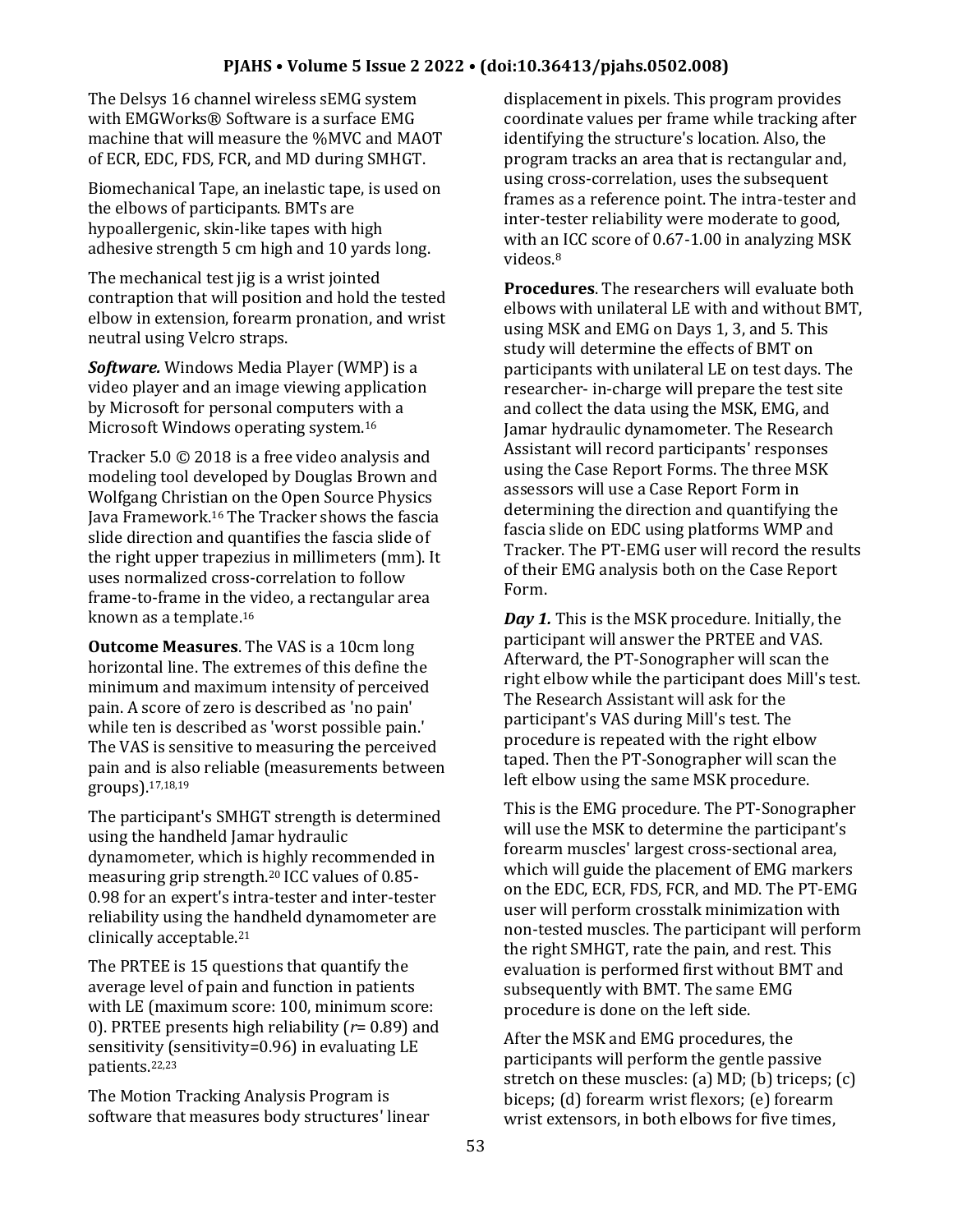The Delsys 16 channel wireless sEMG system with EMGWorks® Software is a surface EMG machine that will measure the %MVC and MAOT of ECR, EDC, FDS, FCR, and MD during SMHGT.

Biomechanical Tape, an inelastic tape, is used on the elbows of participants. BMTs are hypoallergenic, skin-like tapes with high adhesive strength 5 cm high and 10 yards long.

The mechanical test jig is a wrist jointed contraption that will position and hold the tested elbow in extension, forearm pronation, and wrist neutral using Velcro straps.

***Software.*** Windows Media Player (WMP) is a video player and an image viewing application by Microsoft for personal computers with a Microsoft Windows operating system.[16]

Tracker 5.0 © 2018 is a free video analysis and modeling tool developed by Douglas Brown and Wolfgang Christian on the Open Source Physics Java Framework.[16] The Tracker shows the fascia slide direction and quantifies the fascia slide of the right upper trapezius in millimeters (mm). It uses normalized cross-correlation to follow frame-to-frame in the video, a rectangular area known as a template.[16]

**Outcome Measures**. The VAS is a 10cm long horizontal line. The extremes of this define the minimum and maximum intensity of perceived pain. A score of zero is described as 'no pain' while ten is described as 'worst possible pain.' The VAS is sensitive to measuring the perceived pain and is also reliable (measurements between groups).[17,18,19]

The participant's SMHGT strength is determined using the handheld Jamar hydraulic dynamometer, which is highly recommended in measuring grip strength.[20] ICC values of 0.85-0.98 for an expert's intra-tester and inter-tester reliability using the handheld dynamometer are clinically acceptable.[21]

The PRTEE is 15 questions that quantify the average level of pain and function in patients with LE (maximum score: 100, minimum score: 0). PRTEE presents high reliability ($r$= 0.89) and sensitivity (sensitivity=0.96) in evaluating LE patients.[22,23]

The Motion Tracking Analysis Program is software that measures body structures' linear displacement in pixels. This program provides coordinate values per frame while tracking after identifying the structure's location. Also, the program tracks an area that is rectangular and, using cross-correlation, uses the subsequent frames as a reference point. The intra-tester and inter-tester reliability were moderate to good, with an ICC score of 0.67-1.00 in analyzing MSK videos.[8]

**Procedures**. The researchers will evaluate both elbows with unilateral LE with and without BMT, using MSK and EMG on Days 1, 3, and 5. This study will determine the effects of BMT on participants with unilateral LE on test days. The researcher- in-charge will prepare the test site and collect the data using the MSK, EMG, and Jamar hydraulic dynamometer. The Research Assistant will record participants' responses using the Case Report Forms. The three MSK assessors will use a Case Report Form in determining the direction and quantifying the fascia slide on EDC using platforms WMP and Tracker. The PT-EMG user will record the results of their EMG analysis both on the Case Report Form.

***Day 1.*** This is the MSK procedure. Initially, the participant will answer the PRTEE and VAS. Afterward, the PT-Sonographer will scan the right elbow while the participant does Mill's test. The Research Assistant will ask for the participant's VAS during Mill's test. The procedure is repeated with the right elbow taped. Then the PT-Sonographer will scan the left elbow using the same MSK procedure.

This is the EMG procedure. The PT-Sonographer will use the MSK to determine the participant's forearm muscles' largest cross-sectional area, which will guide the placement of EMG markers on the EDC, ECR, FDS, FCR, and MD. The PT-EMG user will perform crosstalk minimization with non-tested muscles. The participant will perform the right SMHGT, rate the pain, and rest. This evaluation is performed first without BMT and subsequently with BMT. The same EMG procedure is done on the left side.

After the MSK and EMG procedures, the participants will perform the gentle passive stretch on these muscles: (a) MD; (b) triceps; (c) biceps; (d) forearm wrist flexors; (e) forearm wrist extensors, in both elbows for five times,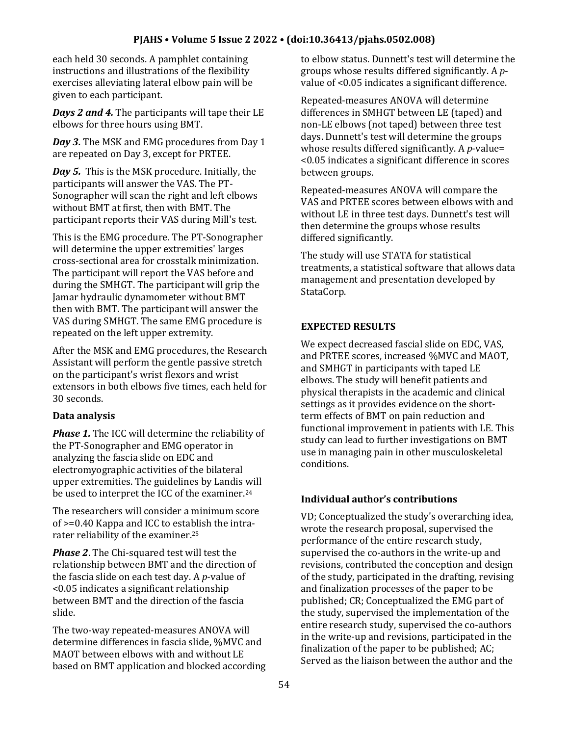each held 30 seconds. A pamphlet containing instructions and illustrations of the flexibility exercises alleviating lateral elbow pain will be given to each participant.

***Days 2 and 4.*** The participants will tape their LE elbows for three hours using BMT.

***Day 3.*** The MSK and EMG procedures from Day 1 are repeated on Day 3, except for PRTEE.

***Day 5.*** This is the MSK procedure. Initially, the participants will answer the VAS. The PT-Sonographer will scan the right and left elbows without BMT at first, then with BMT. The participant reports their VAS during Mill's test.

This is the EMG procedure. The PT-Sonographer will determine the upper extremities' larges cross-sectional area for crosstalk minimization. The participant will report the VAS before and during the SMHGT. The participant will grip the Jamar hydraulic dynamometer without BMT then with BMT. The participant will answer the VAS during SMHGT. The same EMG procedure is repeated on the left upper extremity.

After the MSK and EMG procedures, the Research Assistant will perform the gentle passive stretch on the participant's wrist flexors and wrist extensors in both elbows five times, each held for 30 seconds.

### Data analysis

***Phase 1.*** The ICC will determine the reliability of the PT-Sonographer and EMG operator in analyzing the fascia slide on EDC and electromyographic activities of the bilateral upper extremities. The guidelines by Landis will be used to interpret the ICC of the examiner.[24]

The researchers will consider a minimum score of >=0.40 Kappa and ICC to establish the intra-rater reliability of the examiner.[25]

***Phase 2***. The Chi-squared test will test the relationship between BMT and the direction of the fascia slide on each test day. A *p*-value of <0.05 indicates a significant relationship between BMT and the direction of the fascia slide.

The two-way repeated-measures ANOVA will determine differences in fascia slide, %MVC and MAOT between elbows with and without LE based on BMT application and blocked according to elbow status. Dunnett's test will determine the groups whose results differed significantly. A *p*-value of <0.05 indicates a significant difference.

Repeated-measures ANOVA will determine differences in SMHGT between LE (taped) and non-LE elbows (not taped) between three test days. Dunnett's test will determine the groups whose results differed significantly. A *p*-value= <0.05 indicates a significant difference in scores between groups.

Repeated-measures ANOVA will compare the VAS and PRTEE scores between elbows with and without LE in three test days. Dunnett's test will then determine the groups whose results differed significantly.

The study will use STATA for statistical treatments, a statistical software that allows data management and presentation developed by StataCorp.

## EXPECTED RESULTS

We expect decreased fascial slide on EDC, VAS, and PRTEE scores, increased %MVC and MAOT, and SMHGT in participants with taped LE elbows. The study will benefit patients and physical therapists in the academic and clinical settings as it provides evidence on the short-term effects of BMT on pain reduction and functional improvement in patients with LE. This study can lead to further investigations on BMT use in managing pain in other musculoskeletal conditions.

## Individual author's contributions

VD; Conceptualized the study's overarching idea, wrote the research proposal, supervised the performance of the entire research study, supervised the co-authors in the write-up and revisions, contributed the conception and design of the study, participated in the drafting, revising and finalization processes of the paper to be published; CR; Conceptualized the EMG part of the study, supervised the implementation of the entire research study, supervised the co-authors in the write-up and revisions, participated in the finalization of the paper to be published; AC; Served as the liaison between the author and the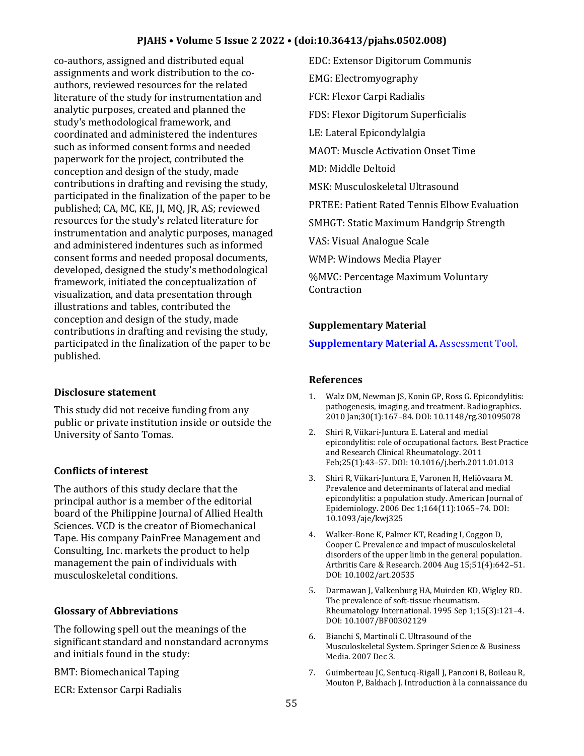co-authors, assigned and distributed equal assignments and work distribution to the co-authors, reviewed resources for the related literature of the study for instrumentation and analytic purposes, created and planned the study's methodological framework, and coordinated and administered the indentures such as informed consent forms and needed paperwork for the project, contributed the conception and design of the study, made contributions in drafting and revising the study, participated in the finalization of the paper to be published; CA, MC, KE, JI, MQ, JR, AS; reviewed resources for the study's related literature for instrumentation and analytic purposes, managed and administered indentures such as informed consent forms and needed proposal documents, developed, designed the study's methodological framework, initiated the conceptualization of visualization, and data presentation through illustrations and tables, contributed the conception and design of the study, made contributions in drafting and revising the study, participated in the finalization of the paper to be published.

### Disclosure statement

This study did not receive funding from any public or private institution inside or outside the University of Santo Tomas.

### Conflicts of interest

The authors of this study declare that the principal author is a member of the editorial board of the Philippine Journal of Allied Health Sciences. VCD is the creator of Biomechanical Tape. His company PainFree Management and Consulting, Inc. markets the product to help management the pain of individuals with musculoskeletal conditions.

### Glossary of Abbreviations

The following spell out the meanings of the significant standard and nonstandard acronyms and initials found in the study:

BMT: Biomechanical Taping

ECR: Extensor Carpi Radialis

EDC: Extensor Digitorum Communis

EMG: Electromyography

FCR: Flexor Carpi Radialis

FDS: Flexor Digitorum Superficialis

LE: Lateral Epicondylalgia

MAOT: Muscle Activation Onset Time

MD: Middle Deltoid

MSK: Musculoskeletal Ultrasound

PRTEE: Patient Rated Tennis Elbow Evaluation

SMHGT: Static Maximum Handgrip Strength

VAS: Visual Analogue Scale

WMP: Windows Media Player

%MVC: Percentage Maximum Voluntary Contraction

### Supplementary Material

**Supplementary Material A.** Assessment Tool.

### References

1. Walz DM, Newman JS, Konin GP, Ross G. Epicondylitis: pathogenesis, imaging, and treatment. Radiographics. 2010 Jan;30(1):167–84. DOI: 10.1148/rg.301095078
2. Shiri R, Viikari-Juntura E. Lateral and medial epicondylitis: role of occupational factors. Best Practice and Research Clinical Rheumatology. 2011 Feb;25(1):43–57. DOI: 10.1016/j.berh.2011.01.013
3. Shiri R, Viikari-Juntura E, Varonen H, Heliövaara M. Prevalence and determinants of lateral and medial epicondylitis: a population study. American Journal of Epidemiology. 2006 Dec 1;164(11):1065–74. DOI: 10.1093/aje/kwj325
4. Walker-Bone K, Palmer KT, Reading I, Coggon D, Cooper C. Prevalence and impact of musculoskeletal disorders of the upper limb in the general population. Arthritis Care & Research. 2004 Aug 15;51(4):642–51. DOI: 10.1002/art.20535
5. Darmawan J, Valkenburg HA, Muirden KD, Wigley RD. The prevalence of soft-tissue rheumatism. Rheumatology International. 1995 Sep 1;15(3):121–4. DOI: 10.1007/BF00302129
6. Bianchi S, Martinoli C. Ultrasound of the Musculoskeletal System. Springer Science & Business Media. 2007 Dec 3.
7. Guimberteau JC, Sentucq-Rigall J, Panconi B, Boileau R, Mouton P, Bakhach J. Introduction à la connaissance du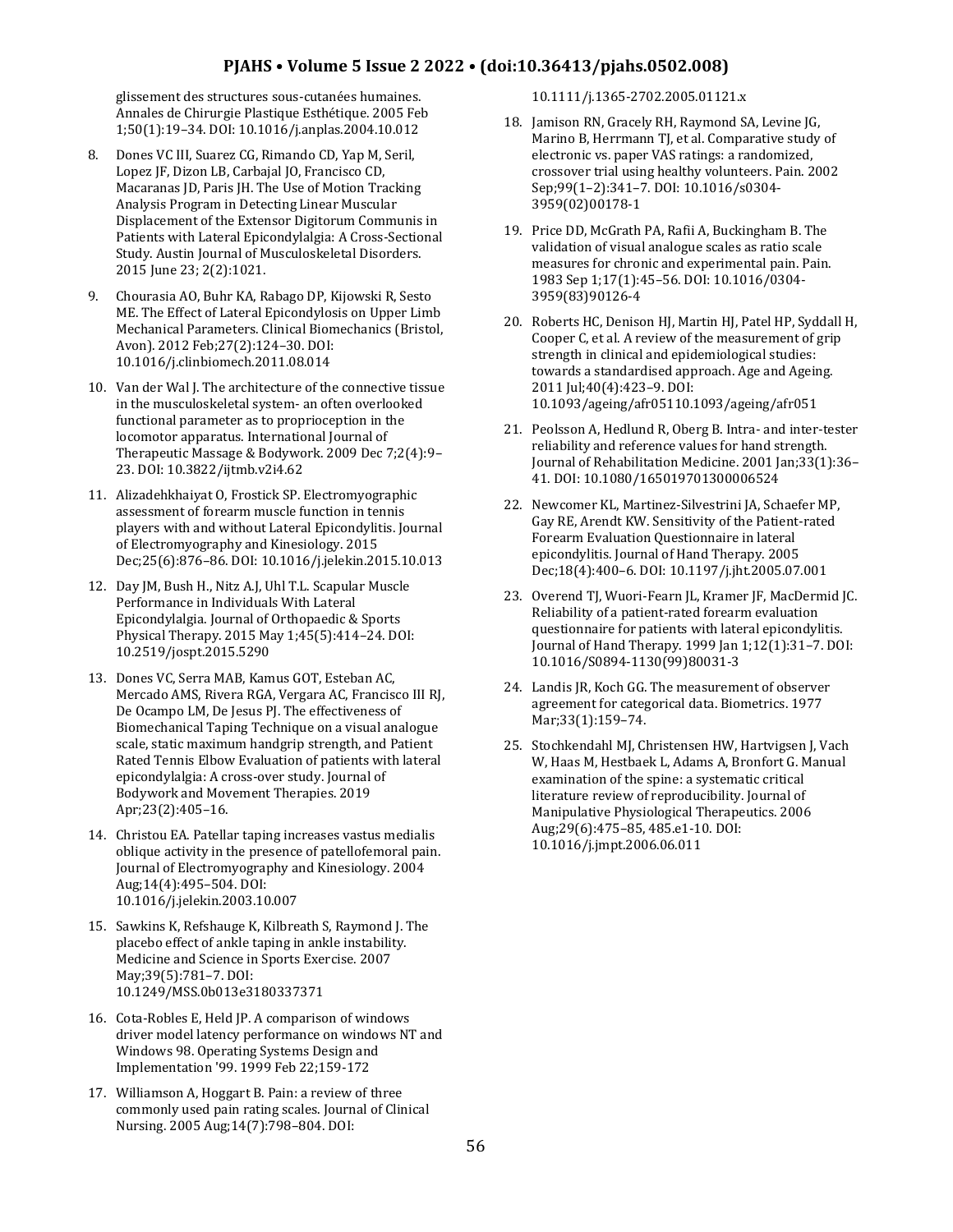glissement des structures sous-cutanées humaines. Annales de Chirurgie Plastique Esthétique. 2005 Feb 1;50(1):19–34. DOI: 10.1016/j.anplas.2004.10.012

8. Dones VC III, Suarez CG, Rimando CD, Yap M, Seril, Lopez JF, Dizon LB, Carbajal JO, Francisco CD, Macaranas JD, Paris JH. The Use of Motion Tracking Analysis Program in Detecting Linear Muscular Displacement of the Extensor Digitorum Communis in Patients with Lateral Epicondylalgia: A Cross-Sectional Study. Austin Journal of Musculoskeletal Disorders. 2015 June 23; 2(2):1021.

9. Chourasia AO, Buhr KA, Rabago DP, Kijowski R, Sesto ME. The Effect of Lateral Epicondylosis on Upper Limb Mechanical Parameters. Clinical Biomechanics (Bristol, Avon). 2012 Feb;27(2):124–30. DOI: 10.1016/j.clinbiomech.2011.08.014

10. Van der Wal J. The architecture of the connective tissue in the musculoskeletal system- an often overlooked functional parameter as to proprioception in the locomotor apparatus. International Journal of Therapeutic Massage & Bodywork. 2009 Dec 7;2(4):9–23. DOI: 10.3822/ijtmb.v2i4.62

11. Alizadehkhaiyat O, Frostick SP. Electromyographic assessment of forearm muscle function in tennis players with and without Lateral Epicondylitis. Journal of Electromyography and Kinesiology. 2015 Dec;25(6):876–86. DOI: 10.1016/j.jelekin.2015.10.013

12. Day JM, Bush H., Nitz A.J, Uhl T.L. Scapular Muscle Performance in Individuals With Lateral Epicondylalgia. Journal of Orthopaedic & Sports Physical Therapy. 2015 May 1;45(5):414–24. DOI: 10.2519/jospt.2015.5290

13. Dones VC, Serra MAB, Kamus GOT, Esteban AC, Mercado AMS, Rivera RGA, Vergara AC, Francisco III RJ, De Ocampo LM, De Jesus PJ. The effectiveness of Biomechanical Taping Technique on a visual analogue scale, static maximum handgrip strength, and Patient Rated Tennis Elbow Evaluation of patients with lateral epicondylalgia: A cross-over study. Journal of Bodywork and Movement Therapies. 2019 Apr;23(2):405–16.

14. Christou EA. Patellar taping increases vastus medialis oblique activity in the presence of patellofemoral pain. Journal of Electromyography and Kinesiology. 2004 Aug;14(4):495–504. DOI: 10.1016/j.jelekin.2003.10.007

15. Sawkins K, Refshauge K, Kilbreath S, Raymond J. The placebo effect of ankle taping in ankle instability. Medicine and Science in Sports Exercise. 2007 May;39(5):781–7. DOI: 10.1249/MSS.0b013e3180337371

16. Cota-Robles E, Held JP. A comparison of windows driver model latency performance on windows NT and Windows 98. Operating Systems Design and Implementation '99. 1999 Feb 22;159-172

17. Williamson A, Hoggart B. Pain: a review of three commonly used pain rating scales. Journal of Clinical Nursing. 2005 Aug;14(7):798–804. DOI: 10.1111/j.1365-2702.2005.01121.x

18. Jamison RN, Gracely RH, Raymond SA, Levine JG, Marino B, Herrmann TJ, et al. Comparative study of electronic vs. paper VAS ratings: a randomized, crossover trial using healthy volunteers. Pain. 2002 Sep;99(1–2):341–7. DOI: 10.1016/s0304-3959(02)00178-1

19. Price DD, McGrath PA, Rafii A, Buckingham B. The validation of visual analogue scales as ratio scale measures for chronic and experimental pain. Pain. 1983 Sep 1;17(1):45–56. DOI: 10.1016/0304-3959(83)90126-4

20. Roberts HC, Denison HJ, Martin HJ, Patel HP, Syddall H, Cooper C, et al. A review of the measurement of grip strength in clinical and epidemiological studies: towards a standardised approach. Age and Ageing. 2011 Jul;40(4):423–9. DOI: 10.1093/ageing/afr05110.1093/ageing/afr051

21. Peolsson A, Hedlund R, Oberg B. Intra- and inter-tester reliability and reference values for hand strength. Journal of Rehabilitation Medicine. 2001 Jan;33(1):36–41. DOI: 10.1080/165019701300006524

22. Newcomer KL, Martinez-Silvestrini JA, Schaefer MP, Gay RE, Arendt KW. Sensitivity of the Patient-rated Forearm Evaluation Questionnaire in lateral epicondylitis. Journal of Hand Therapy. 2005 Dec;18(4):400–6. DOI: 10.1197/j.jht.2005.07.001

23. Overend TJ, Wuori-Fearn JL, Kramer JF, MacDermid JC. Reliability of a patient-rated forearm evaluation questionnaire for patients with lateral epicondylitis. Journal of Hand Therapy. 1999 Jan 1;12(1):31–7. DOI: 10.1016/S0894-1130(99)80031-3

24. Landis JR, Koch GG. The measurement of observer agreement for categorical data. Biometrics. 1977 Mar;33(1):159–74.

25. Stochkendahl MJ, Christensen HW, Hartvigsen J, Vach W, Haas M, Hestbaek L, Adams A, Bronfort G. Manual examination of the spine: a systematic critical literature review of reproducibility. Journal of Manipulative Physiological Therapeutics. 2006 Aug;29(6):475–85, 485.e1-10. DOI: 10.1016/j.jmpt.2006.06.011